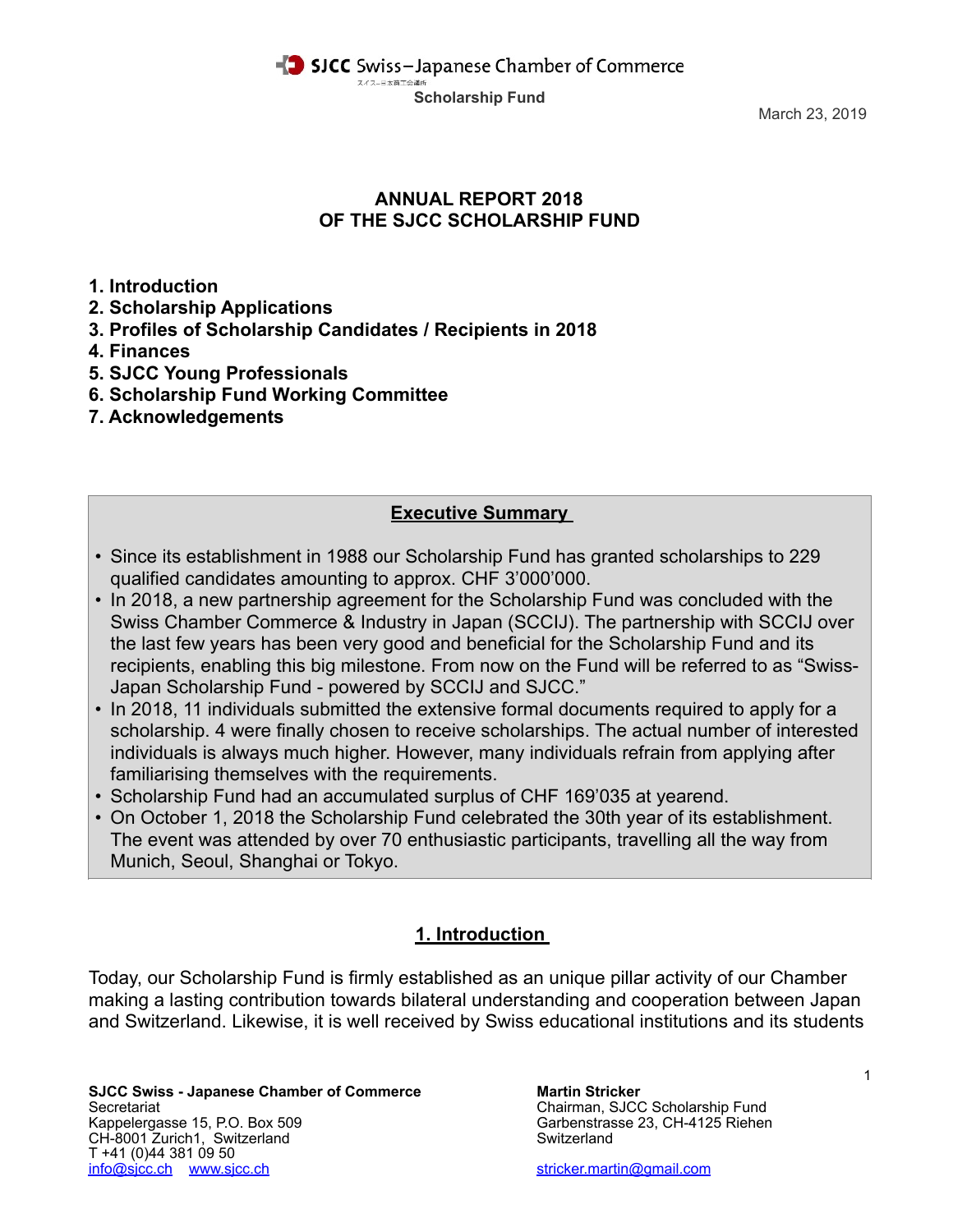SJCC Swiss–Japanese Chamber of Commerce

Scholarship Fund

March 23, 2019

# ANNUAL REPORT 2018
# OF THE SJCC SCHOLARSHIP FUND

**1. Introduction**
**2. Scholarship Applications**
**3. Profiles of Scholarship Candidates / Recipients in 2018**
**4. Finances**
**5. SJCC Young Professionals**
**6. Scholarship Fund Working Committee**
**7. Acknowledgements**

## Executive Summary

- Since its establishment in 1988 our Scholarship Fund has granted scholarships to 229 qualified candidates amounting to approx. CHF 3'000'000.
- In 2018, a new partnership agreement for the Scholarship Fund was concluded with the Swiss Chamber Commerce & Industry in Japan (SCCIJ). The partnership with SCCIJ over the last few years has been very good and beneficial for the Scholarship Fund and its recipients, enabling this big milestone. From now on the Fund will be referred to as "Swiss-Japan Scholarship Fund - powered by SCCIJ and SJCC."
- In 2018, 11 individuals submitted the extensive formal documents required to apply for a scholarship. 4 were finally chosen to receive scholarships. The actual number of interested individuals is always much higher. However, many individuals refrain from applying after familiarising themselves with the requirements.
- Scholarship Fund had an accumulated surplus of CHF 169'035 at yearend.
- On October 1, 2018 the Scholarship Fund celebrated the 30th year of its establishment. The event was attended by over 70 enthusiastic participants, travelling all the way from Munich, Seoul, Shanghai or Tokyo.

## 1. Introduction

Today, our Scholarship Fund is firmly established as an unique pillar activity of our Chamber making a lasting contribution towards bilateral understanding and cooperation between Japan and Switzerland. Likewise, it is well received by Swiss educational institutions and its students

**SJCC Swiss - Japanese Chamber of Commerce**
Secretariat
Kappelergasse 15, P.O. Box 509
CH-8001 Zurich1, Switzerland
T +41 (0)44 381 09 50
info@sjcc.ch www.sjcc.ch

**Martin Stricker**
Chairman, SJCC Scholarship Fund
Garbenstrasse 23, CH-4125 Riehen
Switzerland

stricker.martin@gmail.com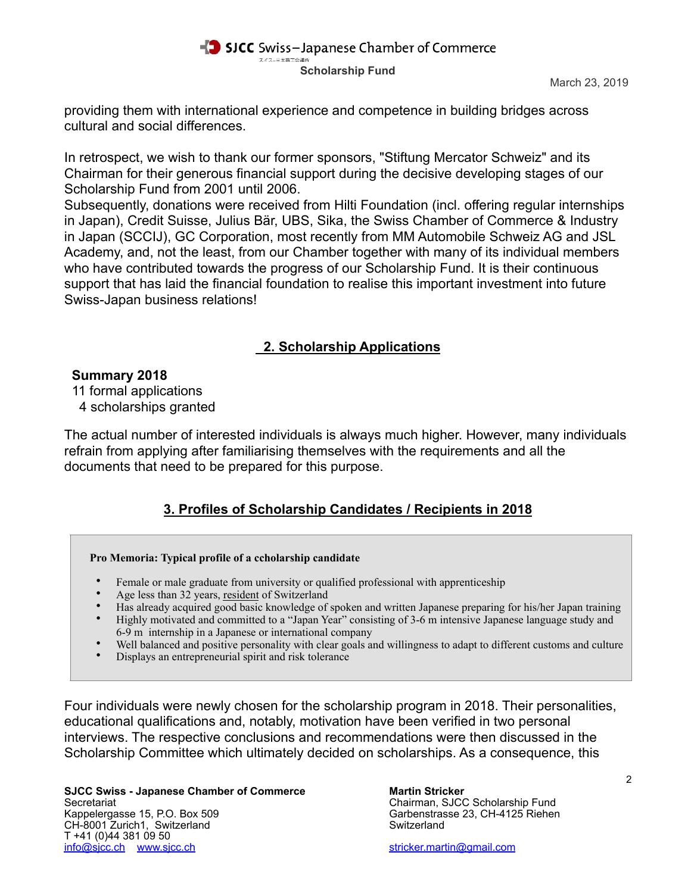providing them with international experience and competence in building bridges across cultural and social differences.

In retrospect, we wish to thank our former sponsors, "Stiftung Mercator Schweiz" and its Chairman for their generous financial support during the decisive developing stages of our Scholarship Fund from 2001 until 2006.
Subsequently, donations were received from Hilti Foundation (incl. offering regular internships in Japan), Credit Suisse, Julius Bär, UBS, Sika, the Swiss Chamber of Commerce & Industry in Japan (SCCIJ), GC Corporation, most recently from MM Automobile Schweiz AG and JSL Academy, and, not the least, from our Chamber together with many of its individual members who have contributed towards the progress of our Scholarship Fund. It is their continuous support that has laid the financial foundation to realise this important investment into future Swiss-Japan business relations!

## 2. Scholarship Applications

**Summary 2018**
11 formal applications
4 scholarships granted

The actual number of interested individuals is always much higher. However, many individuals refrain from applying after familiarising themselves with the requirements and all the documents that need to be prepared for this purpose.

## 3. Profiles of Scholarship Candidates / Recipients in 2018

**Pro Memoria: Typical profile of a ccholarship candidate**

- Female or male graduate from university or qualified professional with apprenticeship
- Age less than 32 years, resident of Switzerland
- Has already acquired good basic knowledge of spoken and written Japanese preparing for his/her Japan training
- Highly motivated and committed to a “Japan Year” consisting of 3-6 m intensive Japanese language study and 6-9 m internship in a Japanese or international company
- Well balanced and positive personality with clear goals and willingness to adapt to different customs and culture
- Displays an entrepreneurial spirit and risk tolerance

Four individuals were newly chosen for the scholarship program in 2018. Their personalities, educational qualifications and, notably, motivation have been verified in two personal interviews. The respective conclusions and recommendations were then discussed in the Scholarship Committee which ultimately decided on scholarships. As a consequence, this

**SJCC Swiss - Japanese Chamber of Commerce**
Secretariat
Kappelergasse 15, P.O. Box 509
CH-8001 Zurich1, Switzerland
T +41 (0)44 381 09 50
info@sjcc.ch www.sjcc.ch

**Martin Stricker**
Chairman, SJCC Scholarship Fund
Garbenstrasse 23, CH-4125 Riehen
Switzerland

stricker.martin@gmail.com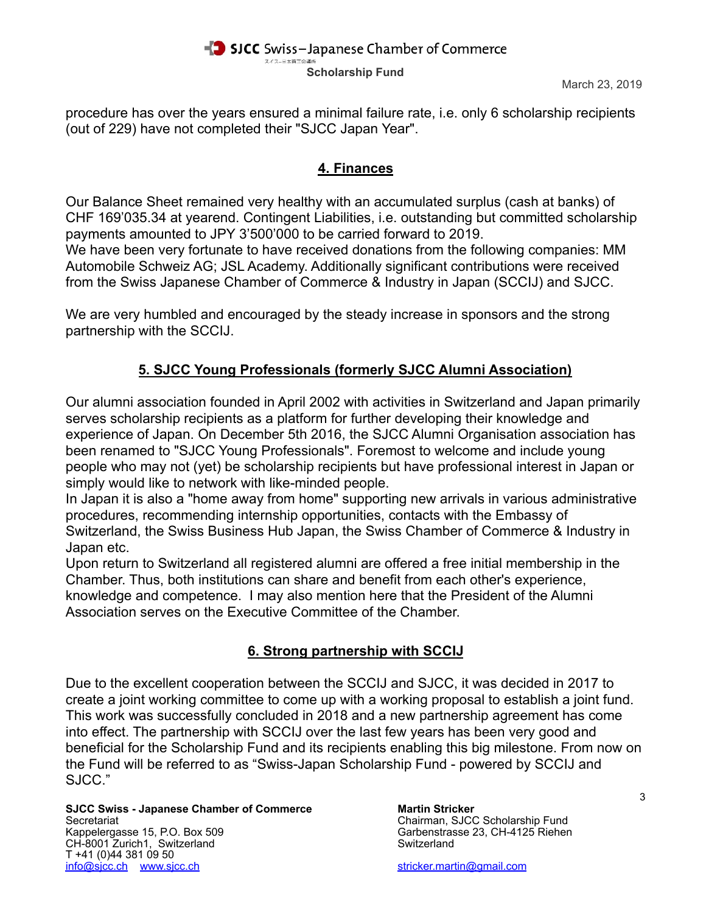procedure has over the years ensured a minimal failure rate, i.e. only 6 scholarship recipients (out of 229) have not completed their "SJCC Japan Year".

## 4. Finances

Our Balance Sheet remained very healthy with an accumulated surplus (cash at banks) of CHF 169'035.34 at yearend. Contingent Liabilities, i.e. outstanding but committed scholarship payments amounted to JPY 3'500'000 to be carried forward to 2019.
We have been very fortunate to have received donations from the following companies: MM Automobile Schweiz AG; JSL Academy. Additionally significant contributions were received from the Swiss Japanese Chamber of Commerce & Industry in Japan (SCCIJ) and SJCC.

We are very humbled and encouraged by the steady increase in sponsors and the strong partnership with the SCCIJ.

## 5. SJCC Young Professionals (formerly SJCC Alumni Association)

Our alumni association founded in April 2002 with activities in Switzerland and Japan primarily serves scholarship recipients as a platform for further developing their knowledge and experience of Japan. On December 5th 2016, the SJCC Alumni Organisation association has been renamed to "SJCC Young Professionals". Foremost to welcome and include young people who may not (yet) be scholarship recipients but have professional interest in Japan or simply would like to network with like-minded people.
In Japan it is also a "home away from home" supporting new arrivals in various administrative procedures, recommending internship opportunities, contacts with the Embassy of Switzerland, the Swiss Business Hub Japan, the Swiss Chamber of Commerce & Industry in Japan etc.
Upon return to Switzerland all registered alumni are offered a free initial membership in the Chamber. Thus, both institutions can share and benefit from each other's experience, knowledge and competence. I may also mention here that the President of the Alumni Association serves on the Executive Committee of the Chamber.

## 6. Strong partnership with SCCIJ

Due to the excellent cooperation between the SCCIJ and SJCC, it was decided in 2017 to create a joint working committee to come up with a working proposal to establish a joint fund. This work was successfully concluded in 2018 and a new partnership agreement has come into effect. The partnership with SCCIJ over the last few years has been very good and beneficial for the Scholarship Fund and its recipients enabling this big milestone. From now on the Fund will be referred to as “Swiss-Japan Scholarship Fund - powered by SCCIJ and SJCC.”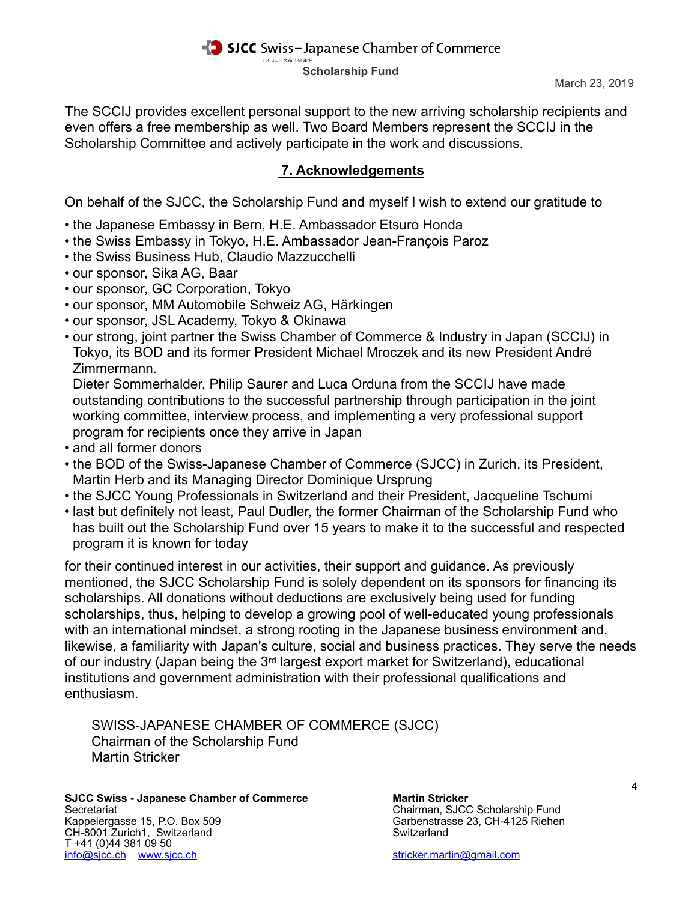The SCCIJ provides excellent personal support to the new arriving scholarship recipients and even offers a free membership as well. Two Board Members represent the SCCIJ in the Scholarship Committee and actively participate in the work and discussions.

## 7. Acknowledgements

On behalf of the SJCC, the Scholarship Fund and myself I wish to extend our gratitude to

- the Japanese Embassy in Bern, H.E. Ambassador Etsuro Honda
- the Swiss Embassy in Tokyo, H.E. Ambassador Jean-François Paroz
- the Swiss Business Hub, Claudio Mazzucchelli
- our sponsor, Sika AG, Baar
- our sponsor, GC Corporation, Tokyo
- our sponsor, MM Automobile Schweiz AG, Härkingen
- our sponsor, JSL Academy, Tokyo & Okinawa
- our strong, joint partner the Swiss Chamber of Commerce & Industry in Japan (SCCIJ) in Tokyo, its BOD and its former President Michael Mroczek and its new President André Zimmermann.
  Dieter Sommerhalder, Philip Saurer and Luca Orduna from the SCCIJ have made outstanding contributions to the successful partnership through participation in the joint working committee, interview process, and implementing a very professional support program for recipients once they arrive in Japan
- and all former donors
- the BOD of the Swiss-Japanese Chamber of Commerce (SJCC) in Zurich, its President, Martin Herb and its Managing Director Dominique Ursprung
- the SJCC Young Professionals in Switzerland and their President, Jacqueline Tschumi
- last but definitely not least, Paul Dudler, the former Chairman of the Scholarship Fund who has built out the Scholarship Fund over 15 years to make it to the successful and respected program it is known for today

for their continued interest in our activities, their support and guidance. As previously mentioned, the SJCC Scholarship Fund is solely dependent on its sponsors for financing its scholarships. All donations without deductions are exclusively being used for funding scholarships, thus, helping to develop a growing pool of well-educated young professionals with an international mindset, a strong rooting in the Japanese business environment and, likewise, a familiarity with Japan's culture, social and business practices. They serve the needs of our industry (Japan being the 3rd largest export market for Switzerland), educational institutions and government administration with their professional qualifications and enthusiasm.

SWISS-JAPANESE CHAMBER OF COMMERCE (SJCC)
Chairman of the Scholarship Fund
Martin Stricker